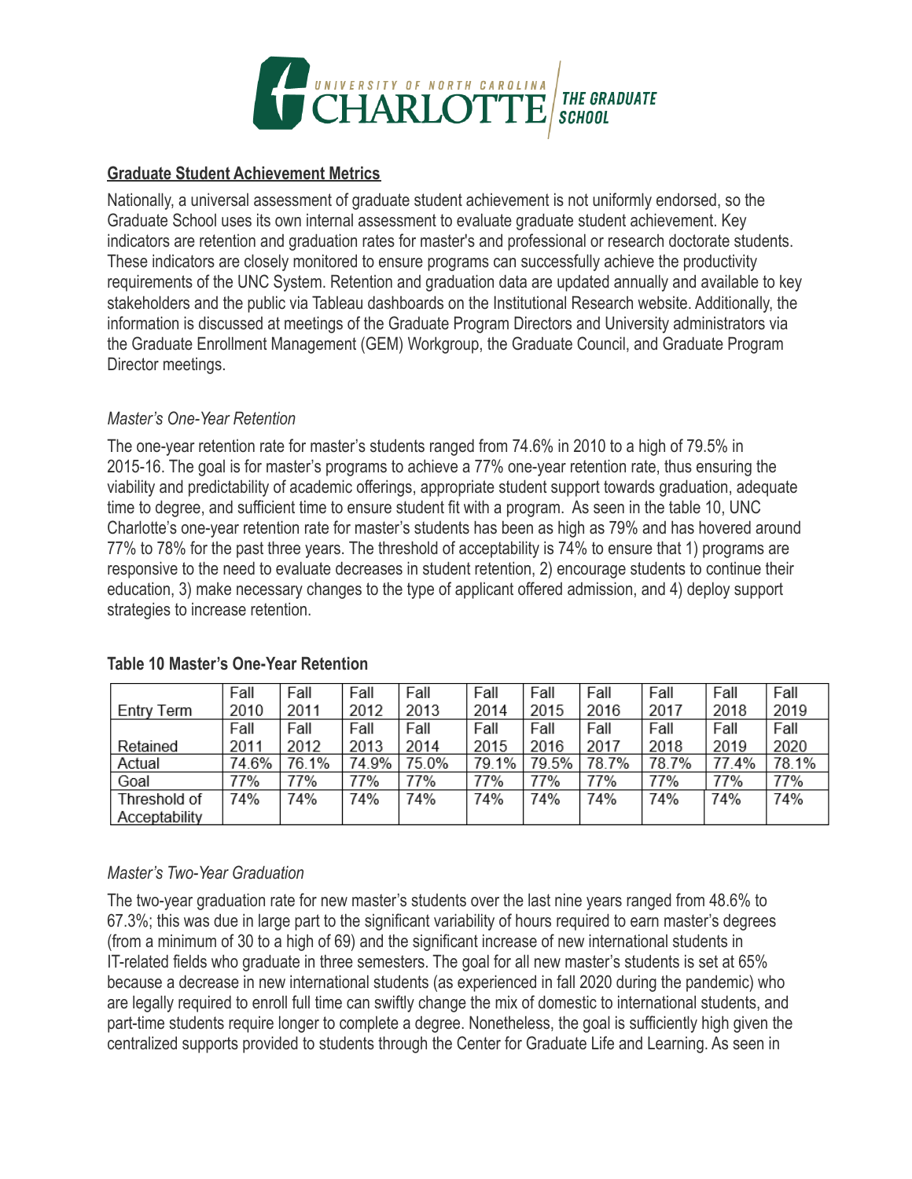UNIVERSITY OF NORTH CAROLINA CHARLOTTE | THE GRADUATE SCHOOL

## Graduate Student Achievement Metrics

Nationally, a universal assessment of graduate student achievement is not uniformly endorsed, so the Graduate School uses its own internal assessment to evaluate graduate student achievement. Key indicators are retention and graduation rates for master's and professional or research doctorate students. These indicators are closely monitored to ensure programs can successfully achieve the productivity requirements of the UNC System. Retention and graduation data are updated annually and available to key stakeholders and the public via Tableau dashboards on the Institutional Research website. Additionally, the information is discussed at meetings of the Graduate Program Directors and University administrators via the Graduate Enrollment Management (GEM) Workgroup, the Graduate Council, and Graduate Program Director meetings.

### *Master's One-Year Retention*

The one-year retention rate for master's students ranged from 74.6% in 2010 to a high of 79.5% in 2015-16. The goal is for master's programs to achieve a 77% one-year retention rate, thus ensuring the viability and predictability of academic offerings, appropriate student support towards graduation, adequate time to degree, and sufficient time to ensure student fit with a program. As seen in the table 10, UNC Charlotte's one-year retention rate for master's students has been as high as 79% and has hovered around 77% to 78% for the past three years. The threshold of acceptability is 74% to ensure that 1) programs are responsive to the need to evaluate decreases in student retention, 2) encourage students to continue their education, 3) make necessary changes to the type of applicant offered admission, and 4) deploy support strategies to increase retention.

**Table 10 Master's One-Year Retention**

| Entry Term | Fall 2010 | Fall 2011 | Fall 2012 | Fall 2013 | Fall 2014 | Fall 2015 | Fall 2016 | Fall 2017 | Fall 2018 | Fall 2019 |
|---|---|---|---|---|---|---|---|---|---|---|
| Retained | Fall 2011 | Fall 2012 | Fall 2013 | Fall 2014 | Fall 2015 | Fall 2016 | Fall 2017 | Fall 2018 | Fall 2019 | Fall 2020 |
| Actual | 74.6% | 76.1% | 74.9% | 75.0% | 79.1% | 79.5% | 78.7% | 78.7% | 77.4% | 78.1% |
| Goal | 77% | 77% | 77% | 77% | 77% | 77% | 77% | 77% | 77% | 77% |
| Threshold of Acceptability | 74% | 74% | 74% | 74% | 74% | 74% | 74% | 74% | 74% | 74% |

### *Master's Two-Year Graduation*

The two-year graduation rate for new master's students over the last nine years ranged from 48.6% to 67.3%; this was due in large part to the significant variability of hours required to earn master's degrees (from a minimum of 30 to a high of 69) and the significant increase of new international students in IT-related fields who graduate in three semesters. The goal for all new master's students is set at 65% because a decrease in new international students (as experienced in fall 2020 during the pandemic) who are legally required to enroll full time can swiftly change the mix of domestic to international students, and part-time students require longer to complete a degree. Nonetheless, the goal is sufficiently high given the centralized supports provided to students through the Center for Graduate Life and Learning. As seen in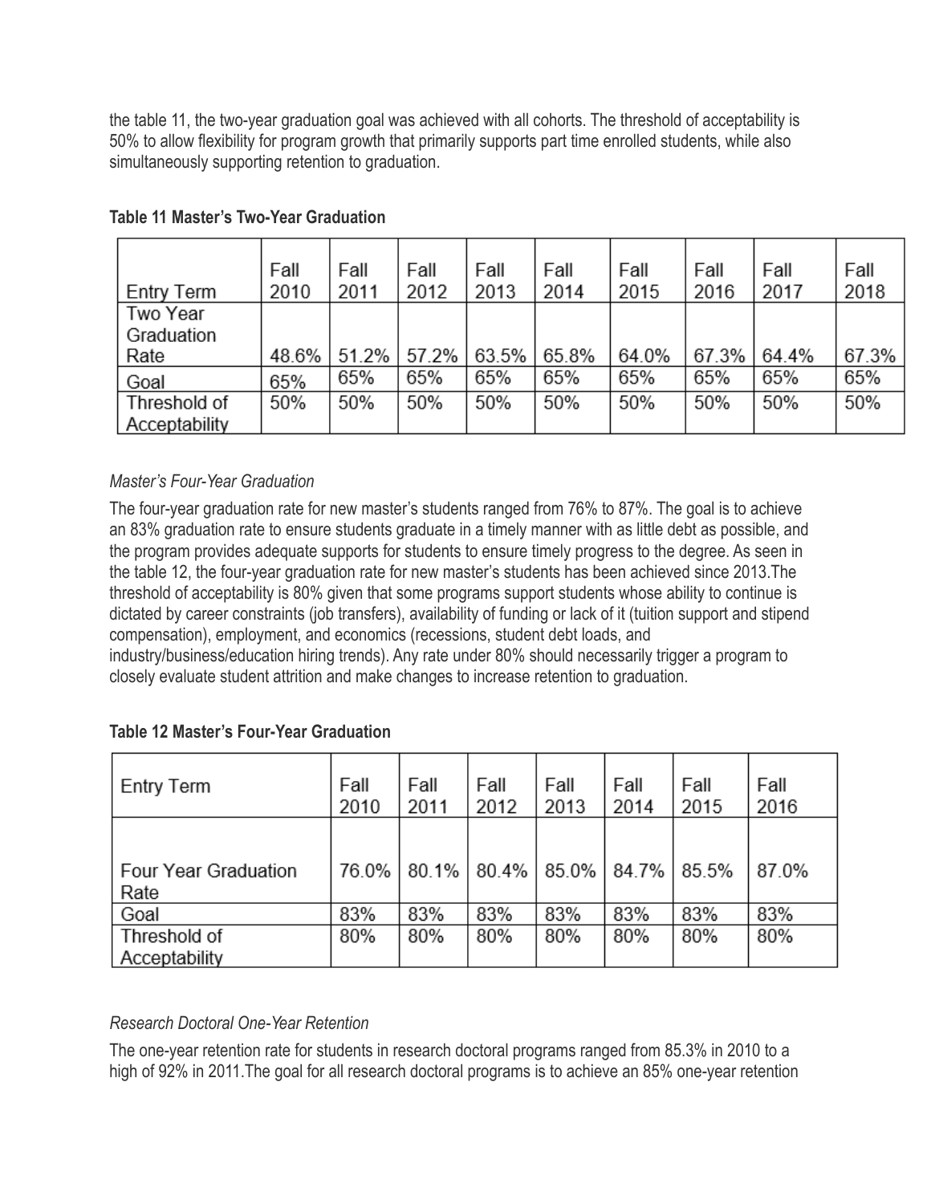the table 11, the two-year graduation goal was achieved with all cohorts. The threshold of acceptability is 50% to allow flexibility for program growth that primarily supports part time enrolled students, while also simultaneously supporting retention to graduation.

**Table 11 Master's Two-Year Graduation**

| Entry Term | Fall 2010 | Fall 2011 | Fall 2012 | Fall 2013 | Fall 2014 | Fall 2015 | Fall 2016 | Fall 2017 | Fall 2018 |
|---|---|---|---|---|---|---|---|---|---|
| Two Year Graduation Rate | 48.6% | 51.2% | 57.2% | 63.5% | 65.8% | 64.0% | 67.3% | 64.4% | 67.3% |
| Goal | 65% | 65% | 65% | 65% | 65% | 65% | 65% | 65% | 65% |
| Threshold of Acceptability | 50% | 50% | 50% | 50% | 50% | 50% | 50% | 50% | 50% |

*Master's Four-Year Graduation*

The four-year graduation rate for new master's students ranged from 76% to 87%. The goal is to achieve an 83% graduation rate to ensure students graduate in a timely manner with as little debt as possible, and the program provides adequate supports for students to ensure timely progress to the degree. As seen in the table 12, the four-year graduation rate for new master's students has been achieved since 2013.The threshold of acceptability is 80% given that some programs support students whose ability to continue is dictated by career constraints (job transfers), availability of funding or lack of it (tuition support and stipend compensation), employment, and economics (recessions, student debt loads, and industry/business/education hiring trends). Any rate under 80% should necessarily trigger a program to closely evaluate student attrition and make changes to increase retention to graduation.

**Table 12 Master's Four-Year Graduation**

| Entry Term | Fall 2010 | Fall 2011 | Fall 2012 | Fall 2013 | Fall 2014 | Fall 2015 | Fall 2016 |
|---|---|---|---|---|---|---|---|
| Four Year Graduation Rate | 76.0% | 80.1% | 80.4% | 85.0% | 84.7% | 85.5% | 87.0% |
| Goal | 83% | 83% | 83% | 83% | 83% | 83% | 83% |
| Threshold of Acceptability | 80% | 80% | 80% | 80% | 80% | 80% | 80% |

*Research Doctoral One-Year Retention*

The one-year retention rate for students in research doctoral programs ranged from 85.3% in 2010 to a high of 92% in 2011.The goal for all research doctoral programs is to achieve an 85% one-year retention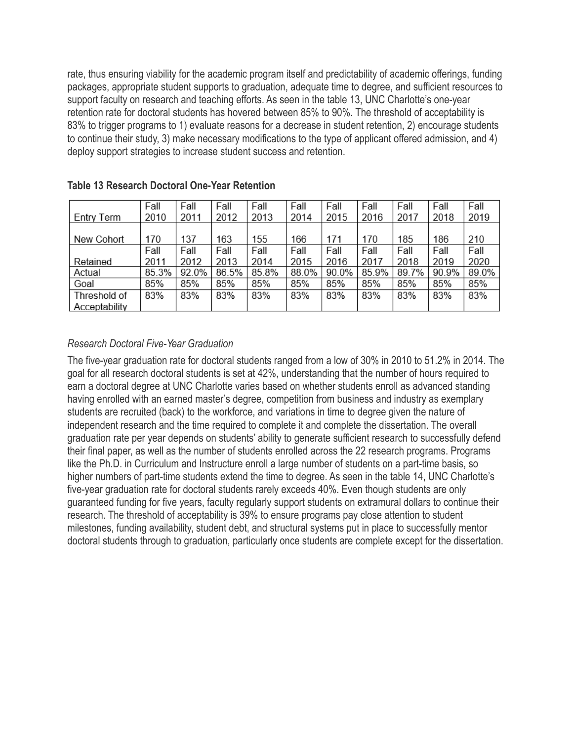rate, thus ensuring viability for the academic program itself and predictability of academic offerings, funding packages, appropriate student supports to graduation, adequate time to degree, and sufficient resources to support faculty on research and teaching efforts. As seen in the table 13, UNC Charlotte's one-year retention rate for doctoral students has hovered between 85% to 90%. The threshold of acceptability is 83% to trigger programs to 1) evaluate reasons for a decrease in student retention, 2) encourage students to continue their study, 3) make necessary modifications to the type of applicant offered admission, and 4) deploy support strategies to increase student success and retention.

**Table 13 Research Doctoral One-Year Retention**

| Entry Term | Fall 2010 | Fall 2011 | Fall 2012 | Fall 2013 | Fall 2014 | Fall 2015 | Fall 2016 | Fall 2017 | Fall 2018 | Fall 2019 |
|---|---|---|---|---|---|---|---|---|---|---|
| New Cohort | 170 | 137 | 163 | 155 | 166 | 171 | 170 | 185 | 186 | 210 |
| Retained | Fall 2011 | Fall 2012 | Fall 2013 | Fall 2014 | Fall 2015 | Fall 2016 | Fall 2017 | Fall 2018 | Fall 2019 | Fall 2020 |
| Actual | 85.3% | 92.0% | 86.5% | 85.8% | 88.0% | 90.0% | 85.9% | 89.7% | 90.9% | 89.0% |
| Goal | 85% | 85% | 85% | 85% | 85% | 85% | 85% | 85% | 85% | 85% |
| Threshold of Acceptability | 83% | 83% | 83% | 83% | 83% | 83% | 83% | 83% | 83% | 83% |

*Research Doctoral Five-Year Graduation*

The five-year graduation rate for doctoral students ranged from a low of 30% in 2010 to 51.2% in 2014. The goal for all research doctoral students is set at 42%, understanding that the number of hours required to earn a doctoral degree at UNC Charlotte varies based on whether students enroll as advanced standing having enrolled with an earned master's degree, competition from business and industry as exemplary students are recruited (back) to the workforce, and variations in time to degree given the nature of independent research and the time required to complete it and complete the dissertation. The overall graduation rate per year depends on students' ability to generate sufficient research to successfully defend their final paper, as well as the number of students enrolled across the 22 research programs. Programs like the Ph.D. in Curriculum and Instructure enroll a large number of students on a part-time basis, so higher numbers of part-time students extend the time to degree. As seen in the table 14, UNC Charlotte's five-year graduation rate for doctoral students rarely exceeds 40%. Even though students are only guaranteed funding for five years, faculty regularly support students on extramural dollars to continue their research. The threshold of acceptability is 39% to ensure programs pay close attention to student milestones, funding availability, student debt, and structural systems put in place to successfully mentor doctoral students through to graduation, particularly once students are complete except for the dissertation.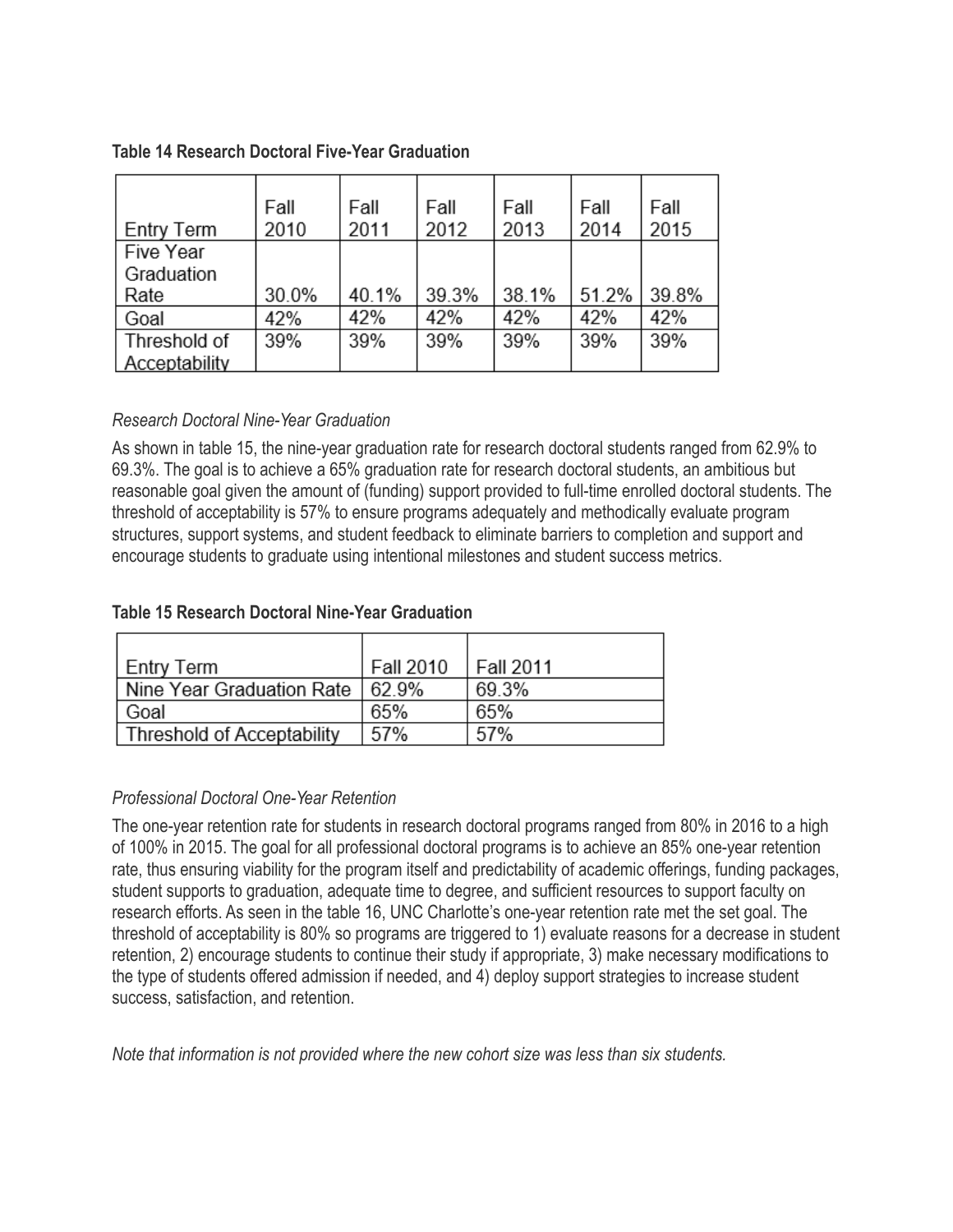**Table 14 Research Doctoral Five-Year Graduation**

| Entry Term | Fall 2010 | Fall 2011 | Fall 2012 | Fall 2013 | Fall 2014 | Fall 2015 |
|---|---|---|---|---|---|---|
| Five Year Graduation Rate | 30.0% | 40.1% | 39.3% | 38.1% | 51.2% | 39.8% |
| Goal | 42% | 42% | 42% | 42% | 42% | 42% |
| Threshold of Acceptability | 39% | 39% | 39% | 39% | 39% | 39% |

*Research Doctoral Nine-Year Graduation*

As shown in table 15, the nine-year graduation rate for research doctoral students ranged from 62.9% to 69.3%. The goal is to achieve a 65% graduation rate for research doctoral students, an ambitious but reasonable goal given the amount of (funding) support provided to full-time enrolled doctoral students. The threshold of acceptability is 57% to ensure programs adequately and methodically evaluate program structures, support systems, and student feedback to eliminate barriers to completion and support and encourage students to graduate using intentional milestones and student success metrics.

**Table 15 Research Doctoral Nine-Year Graduation**

| Entry Term | Fall 2010 | Fall 2011 |
|---|---|---|
| Nine Year Graduation Rate | 62.9% | 69.3% |
| Goal | 65% | 65% |
| Threshold of Acceptability | 57% | 57% |

*Professional Doctoral One-Year Retention*

The one-year retention rate for students in research doctoral programs ranged from 80% in 2016 to a high of 100% in 2015. The goal for all professional doctoral programs is to achieve an 85% one-year retention rate, thus ensuring viability for the program itself and predictability of academic offerings, funding packages, student supports to graduation, adequate time to degree, and sufficient resources to support faculty on research efforts. As seen in the table 16, UNC Charlotte's one-year retention rate met the set goal. The threshold of acceptability is 80% so programs are triggered to 1) evaluate reasons for a decrease in student retention, 2) encourage students to continue their study if appropriate, 3) make necessary modifications to the type of students offered admission if needed, and 4) deploy support strategies to increase student success, satisfaction, and retention.

*Note that information is not provided where the new cohort size was less than six students.*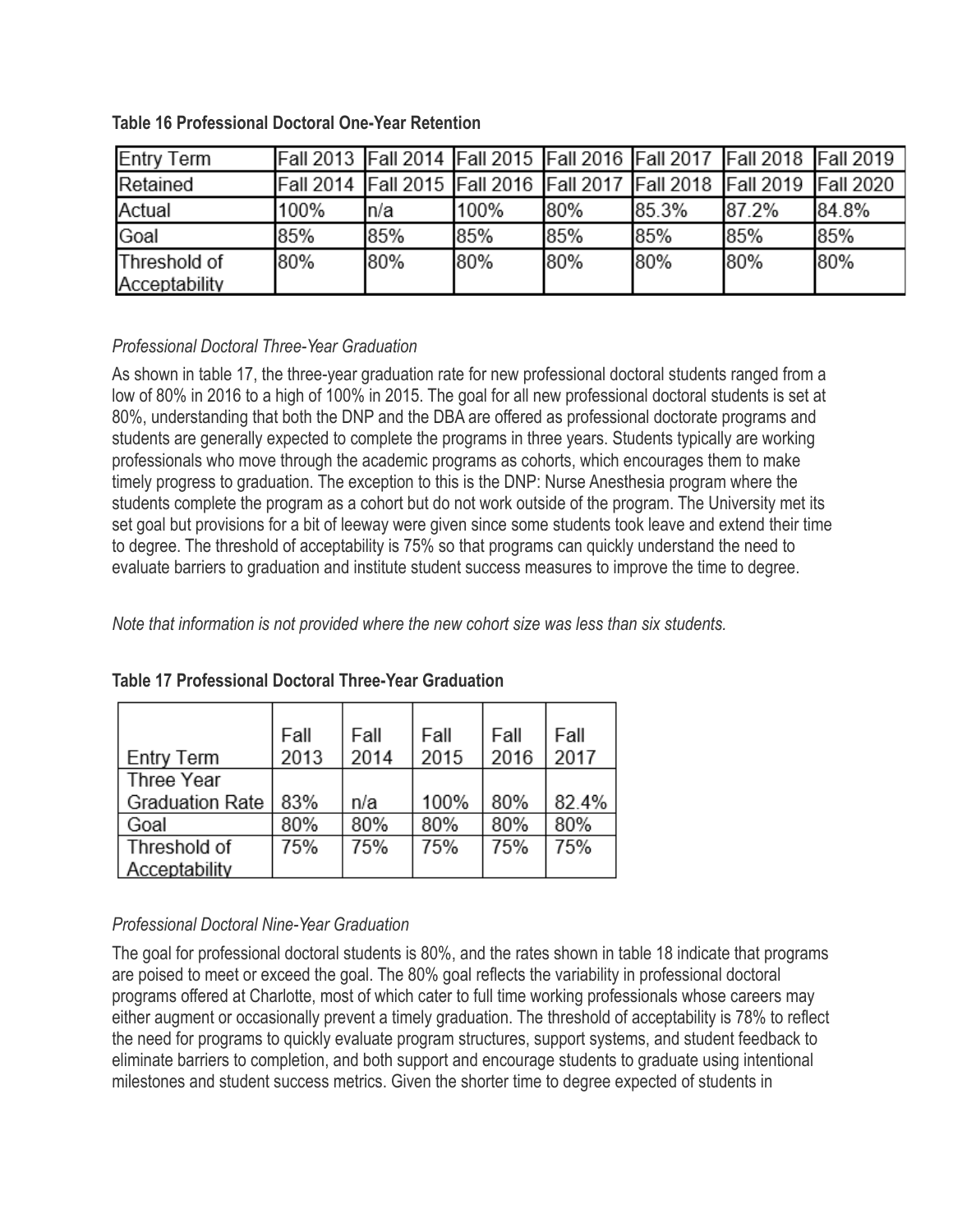**Table 16 Professional Doctoral One-Year Retention**

| Entry Term | Fall 2013 | Fall 2014 | Fall 2015 | Fall 2016 | Fall 2017 | Fall 2018 | Fall 2019 |
|---|---|---|---|---|---|---|---|
| Retained | Fall 2014 | Fall 2015 | Fall 2016 | Fall 2017 | Fall 2018 | Fall 2019 | Fall 2020 |
| Actual | 100% | n/a | 100% | 80% | 85.3% | 87.2% | 84.8% |
| Goal | 85% | 85% | 85% | 85% | 85% | 85% | 85% |
| Threshold of Acceptability | 80% | 80% | 80% | 80% | 80% | 80% | 80% |

*Professional Doctoral Three-Year Graduation*

As shown in table 17, the three-year graduation rate for new professional doctoral students ranged from a low of 80% in 2016 to a high of 100% in 2015. The goal for all new professional doctoral students is set at 80%, understanding that both the DNP and the DBA are offered as professional doctorate programs and students are generally expected to complete the programs in three years. Students typically are working professionals who move through the academic programs as cohorts, which encourages them to make timely progress to graduation. The exception to this is the DNP: Nurse Anesthesia program where the students complete the program as a cohort but do not work outside of the program. The University met its set goal but provisions for a bit of leeway were given since some students took leave and extend their time to degree. The threshold of acceptability is 75% so that programs can quickly understand the need to evaluate barriers to graduation and institute student success measures to improve the time to degree.

*Note that information is not provided where the new cohort size was less than six students.*

**Table 17 Professional Doctoral Three-Year Graduation**

| Entry Term | Fall 2013 | Fall 2014 | Fall 2015 | Fall 2016 | Fall 2017 |
|---|---|---|---|---|---|
| Three Year Graduation Rate | 83% | n/a | 100% | 80% | 82.4% |
| Goal | 80% | 80% | 80% | 80% | 80% |
| Threshold of Acceptability | 75% | 75% | 75% | 75% | 75% |

*Professional Doctoral Nine-Year Graduation*

The goal for professional doctoral students is 80%, and the rates shown in table 18 indicate that programs are poised to meet or exceed the goal. The 80% goal reflects the variability in professional doctoral programs offered at Charlotte, most of which cater to full time working professionals whose careers may either augment or occasionally prevent a timely graduation. The threshold of acceptability is 78% to reflect the need for programs to quickly evaluate program structures, support systems, and student feedback to eliminate barriers to completion, and both support and encourage students to graduate using intentional milestones and student success metrics. Given the shorter time to degree expected of students in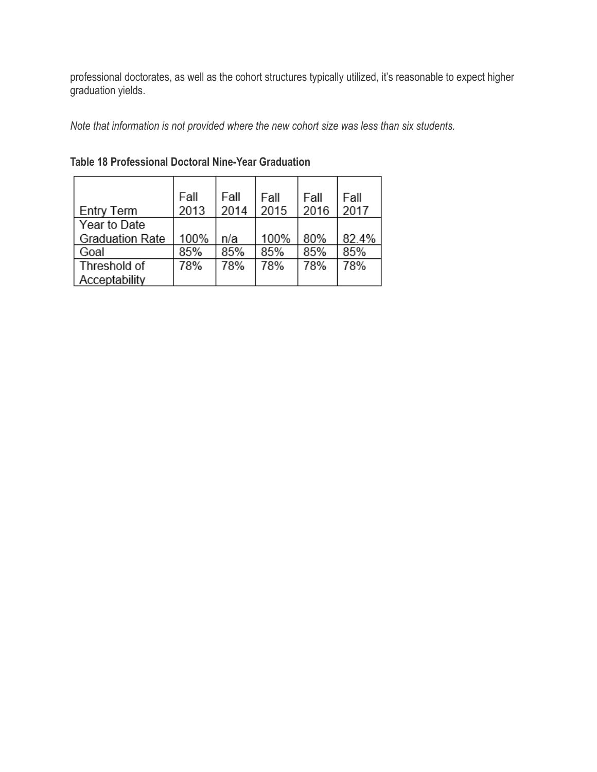professional doctorates, as well as the cohort structures typically utilized, it's reasonable to expect higher graduation yields.

*Note that information is not provided where the new cohort size was less than six students.*

**Table 18 Professional Doctoral Nine-Year Graduation**

| Entry Term | Fall 2013 | Fall 2014 | Fall 2015 | Fall 2016 | Fall 2017 |
|---|---|---|---|---|---|
| Year to Date Graduation Rate | 100% | n/a | 100% | 80% | 82.4% |
| Goal | 85% | 85% | 85% | 85% | 85% |
| Threshold of Acceptability | 78% | 78% | 78% | 78% | 78% |